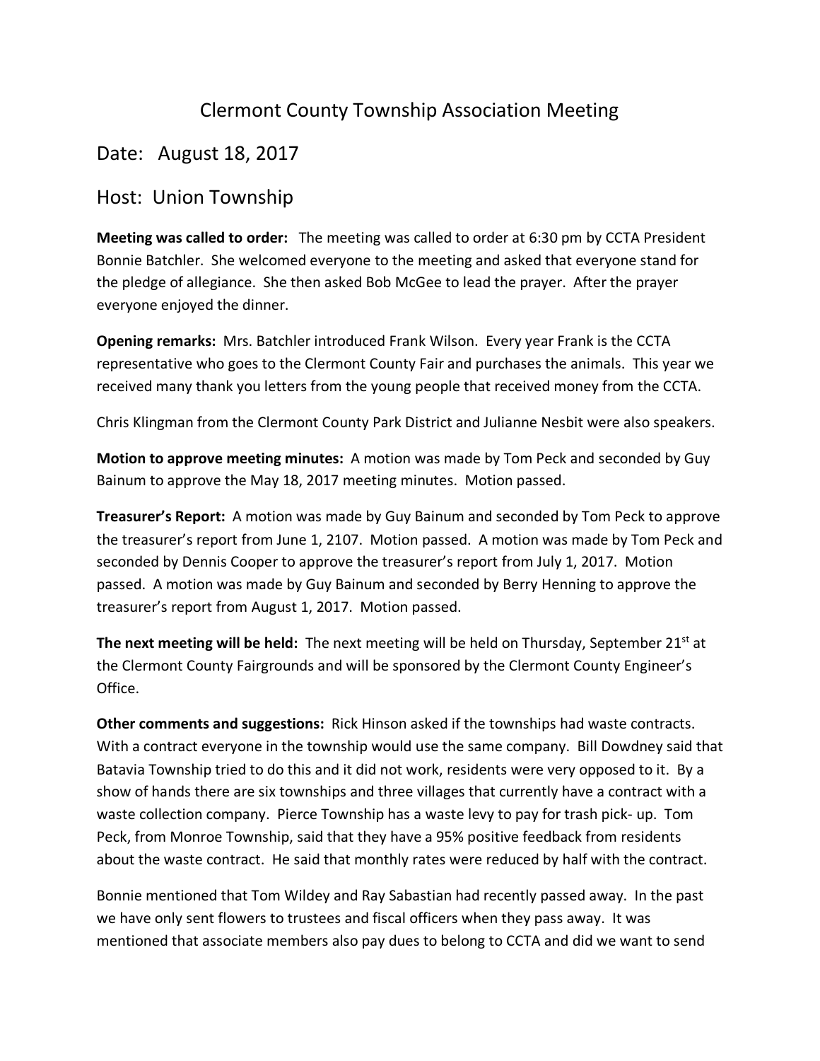# Clermont County Township Association Meeting

## Date: August 18, 2017

## Host: Union Township

**Meeting was called to order:** The meeting was called to order at 6:30 pm by CCTA President Bonnie Batchler. She welcomed everyone to the meeting and asked that everyone stand for the pledge of allegiance. She then asked Bob McGee to lead the prayer. After the prayer everyone enjoyed the dinner.

**Opening remarks:** Mrs. Batchler introduced Frank Wilson. Every year Frank is the CCTA representative who goes to the Clermont County Fair and purchases the animals. This year we received many thank you letters from the young people that received money from the CCTA.

Chris Klingman from the Clermont County Park District and Julianne Nesbit were also speakers.

**Motion to approve meeting minutes:** A motion was made by Tom Peck and seconded by Guy Bainum to approve the May 18, 2017 meeting minutes. Motion passed.

**Treasurer's Report:** A motion was made by Guy Bainum and seconded by Tom Peck to approve the treasurer's report from June 1, 2107. Motion passed. A motion was made by Tom Peck and seconded by Dennis Cooper to approve the treasurer's report from July 1, 2017. Motion passed. A motion was made by Guy Bainum and seconded by Berry Henning to approve the treasurer's report from August 1, 2017. Motion passed.

**The next meeting will be held:** The next meeting will be held on Thursday, September 21st at the Clermont County Fairgrounds and will be sponsored by the Clermont County Engineer's Office.

**Other comments and suggestions:** Rick Hinson asked if the townships had waste contracts. With a contract everyone in the township would use the same company. Bill Dowdney said that Batavia Township tried to do this and it did not work, residents were very opposed to it. By a show of hands there are six townships and three villages that currently have a contract with a waste collection company. Pierce Township has a waste levy to pay for trash pick- up. Tom Peck, from Monroe Township, said that they have a 95% positive feedback from residents about the waste contract. He said that monthly rates were reduced by half with the contract.

Bonnie mentioned that Tom Wildey and Ray Sabastian had recently passed away. In the past we have only sent flowers to trustees and fiscal officers when they pass away. It was mentioned that associate members also pay dues to belong to CCTA and did we want to send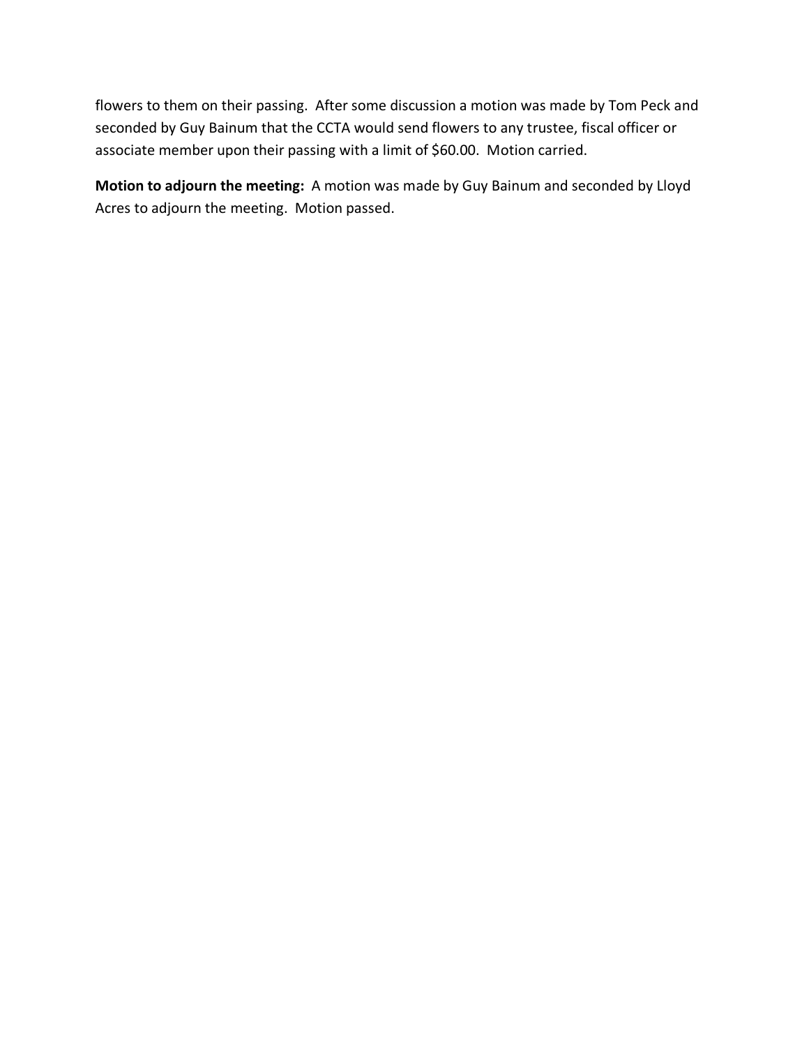flowers to them on their passing. After some discussion a motion was made by Tom Peck and seconded by Guy Bainum that the CCTA would send flowers to any trustee, fiscal officer or associate member upon their passing with a limit of $60.00. Motion carried.

**Motion to adjourn the meeting:** A motion was made by Guy Bainum and seconded by Lloyd Acres to adjourn the meeting. Motion passed.